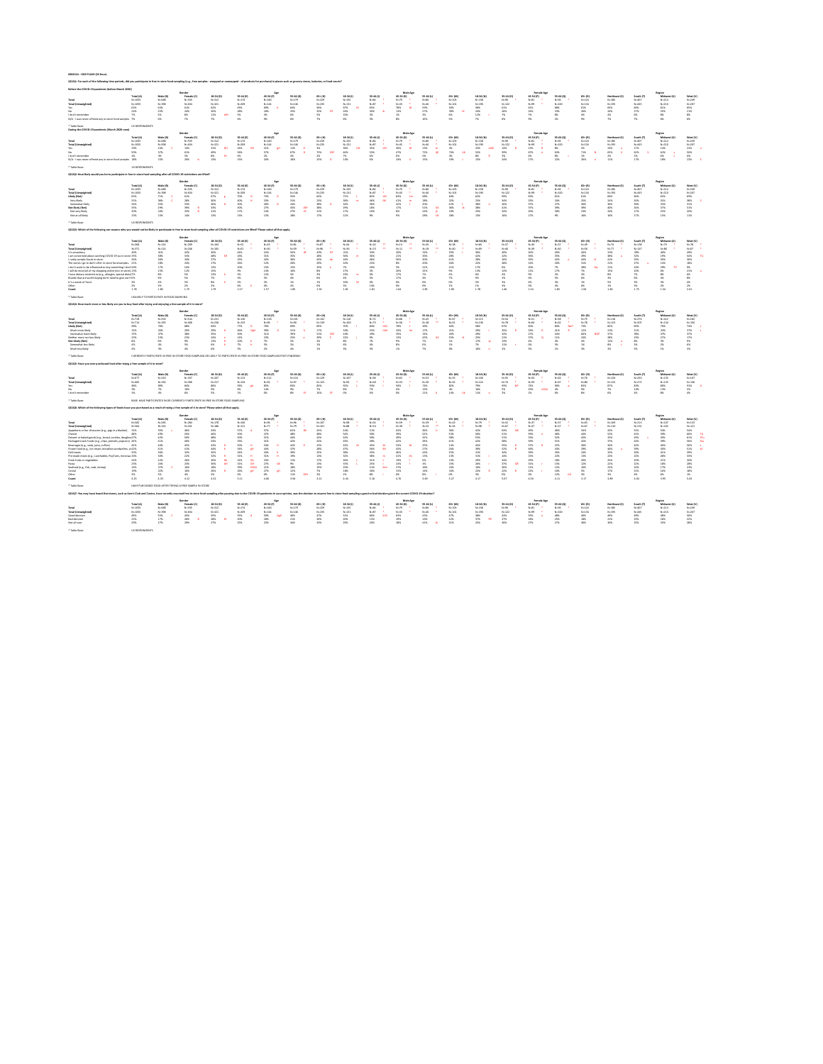QS1Q1: For each of the following time periods, did you participate in free in-store food sampling (e.g., free samples - wrapped or unwrapped - of products for purchase) in places such as grocery stores, bakeries, or food courts?

Before the COVID-19 pandemic (before March 2020)

During the COVID-19 pandemic (March 2020-now)

QS1Q2: How likely would you be to participate in free in-store food sampling after all COVID-19 restrictions are lifted?

QS1Q3: Which of the following are reasons why you would not be likely to participate in free in-store food sampling after all COVID-19 restrictions are lifted? Please select all that apply.

QS1Q4: How much more or less likely are you to buy food after trying and enjoying a free sample of it in store?

QS1Q5: Have you ever purchased food after trying a free sample of it in store?

QS1Q6: Which of the following types of foods have you purchased as a result of trying a free sample of it in store? Please select all that apply.

QS1Q7: You may have heard that stores, such as Sam's Club and Costco, have recently resumed free in-store food sampling after pausing due to the COVID-19 pandemic. In your opinion, was the decision to resume free in-store food sampling a good or bad decision given the current COVID-19 situation?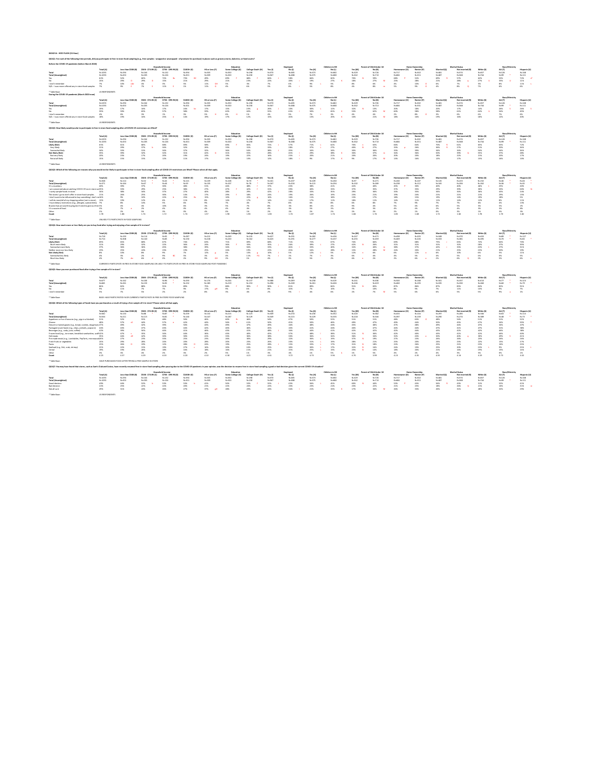# 0604216 – HOO FLASH (24 Hour)

QS1Q1: For each of the following time periods, did you participate in free in-store food sampling (e.g., free samples - wrapped or unwrapped - of products for purchase) in places such as grocery stores, bakeries, or food courts?

Before the COVID-19 pandemic (before March 2020)

* Table Base: US RESPONDENTS

During the COVID-19 pandemic (March 2020-now)

* Table Base: US RESPONDENTS

QS1Q2: How likely would you be to participate in free in-store food sampling after all COVID-19 restrictions are lifted?

* Table Base: US RESPONDENTS

QS1Q3: Which of the following are reasons why you would not be likely to participate in free in-store food sampling after all COVID-19 restrictions are lifted? Please select all that apply.

* Table Base: UNLIKELY TO PARTICIPATE IN FOOD SAMPLING

QS1Q4: How much more or less likely are you to buy food after trying and enjoying a free sample of it in store?

* Table Base: CURRENTLY PARTICIPATE IN FREE IN-STORE FOOD SAMPLING OR LIKELY TO PARTICIPATE IN FREE IN-STORE FOOD SAMPLING POST-PANDEMIC

QS1Q5: Have you ever purchased food after trying a free sample of it in store?

* Table Base: BASE: HAVE PARTICIPATED IN OR CURRENTLY PARTICIPATE IN FREE IN-STORE FOOD SAMPLING

QS1Q6: Which of the following types of foods have you purchased as a result of trying a free sample of it in store? Please select all that apply.

* Table Base: HAVE PURCHASED FOOD AFTER TRYING A FREE SAMPLE IN STORE

QS1Q7: You may have heard that stores, such as Sam's Club and Costco, have recently resumed free in-store food sampling after pausing due to the COVID-19 pandemic. In your opinion, was the decision to resume free in-store food sampling a good or bad decision given the current COVID-19 situation?

* Table Base: US RESPONDENTS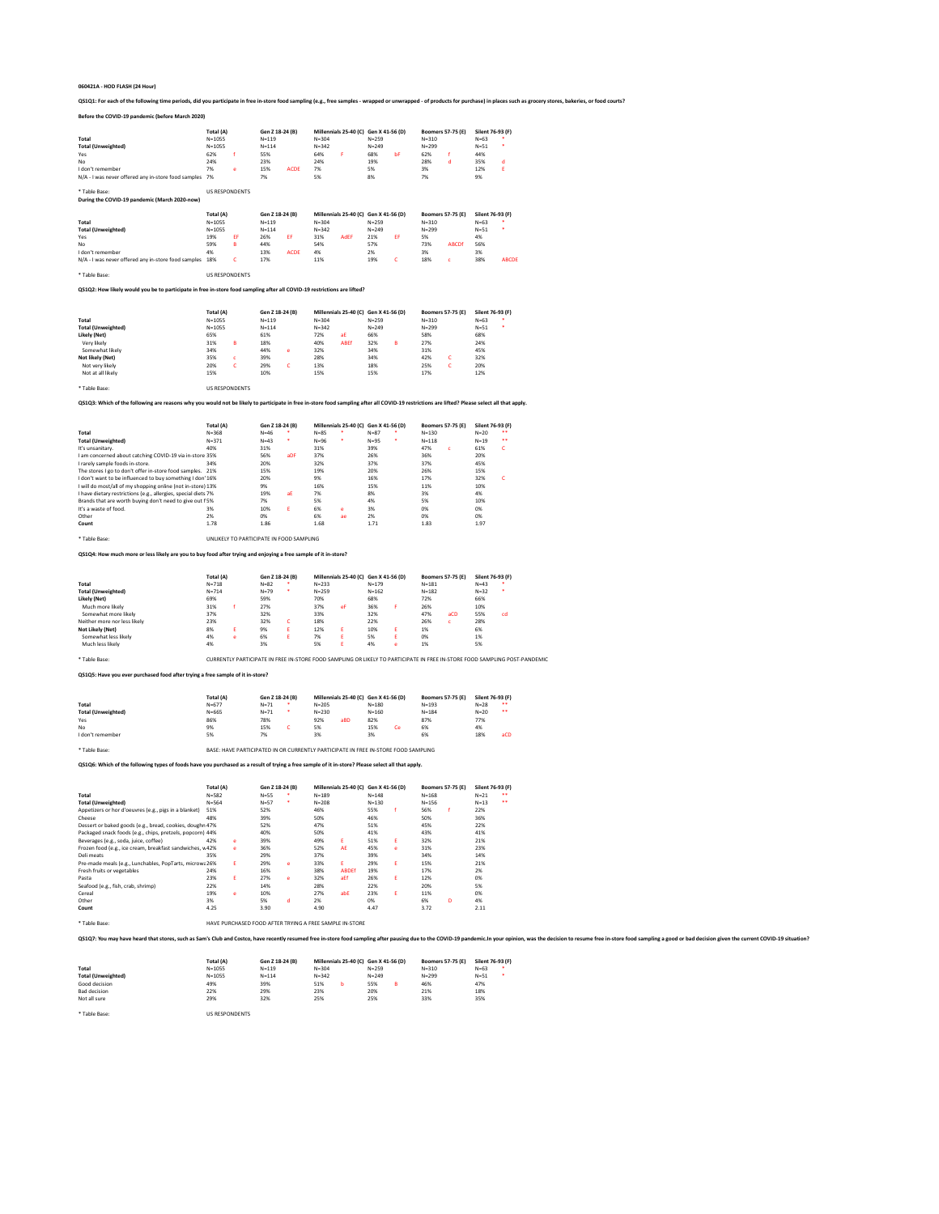**060421A - HOD FLASH (24 Hour)**

**QS1Q1: For each of the following time periods, did you participate in free in-store food sampling (e.g., free samples - wrapped or unwrapped - of products for purchase) in places such as grocery stores, bakeries, or food courts?**

**Before the COVID-19 pandemic (before March 2020)**

| | Total (A) | | Gen Z 18-24 (B) | | Millennials 25-40 (C) | | Gen X 41-56 (D) | | Boomers 57-75 (E) | | Silent 76-93 (F) | |
|---|---|---|---|---|---|---|---|---|---|---|---|---|
| Total | N=1055 | | N=119 | | N=304 | | N=259 | | N=310 | | N=63 | * |
| Total (Unweighted) | N=1055 | | N=114 | | N=342 | | N=249 | | N=299 | | N=51 | * |
| Yes | 62% | f | 55% | | 64% | F | 68% | bF | 62% | f | 44% | |
| No | 24% | | 23% | | 24% | | 19% | | 28% | d | 35% | d |
| I don't remember | 7% | e | 15% | ACDE | 7% | | 5% | | 3% | | 12% | E |
| N/A - I was never offered any in-store food samples | 7% | | 7% | | 5% | | 8% | | 7% | | 9% | |

\* Table Base: US RESPONDENTS

**During the COVID-19 pandemic (March 2020-now)**

| | Total (A) | | Gen Z 18-24 (B) | | Millennials 25-40 (C) | | Gen X 41-56 (D) | | Boomers 57-75 (E) | | Silent 76-93 (F) | |
|---|---|---|---|---|---|---|---|---|---|---|---|---|
| Total | N=1055 | | N=119 | | N=304 | | N=259 | | N=310 | | N=63 | * |
| Total (Unweighted) | N=1055 | | N=114 | | N=342 | | N=249 | | N=299 | | N=51 | * |
| Yes | 19% | EF | 26% | EF | 31% | AdEF | 21% | EF | 5% | | 4% | |
| No | 59% | B | 44% | | 54% | | 57% | | 73% | ABCDf | 56% | |
| I don't remember | 4% | | 13% | ACDE | 4% | | 2% | | 3% | | 3% | |
| N/A - I was never offered any in-store food samples | 18% | C | 17% | | 11% | | 19% | C | 18% | c | 38% | ABCDE |

\* Table Base: US RESPONDENTS

**QS1Q2: How likely would you be to participate in free in-store food sampling after all COVID-19 restrictions are lifted?**

| | Total (A) | | Gen Z 18-24 (B) | | Millennials 25-40 (C) | | Gen X 41-56 (D) | | Boomers 57-75 (E) | | Silent 76-93 (F) | |
|---|---|---|---|---|---|---|---|---|---|---|---|---|
| Total | N=1055 | | N=119 | | N=304 | | N=259 | | N=310 | | N=63 | * |
| Total (Unweighted) | N=1055 | | N=114 | | N=342 | | N=249 | | N=299 | | N=51 | * |
| Likely (Net) | 65% | | 61% | | 72% | aE | 66% | | 58% | | 68% | |
| Very likely | 31% | B | 18% | | 40% | ABEf | 32% | B | 27% | | 24% | |
| Somewhat likely | 34% | | 44% | e | 32% | | 34% | | 31% | | 45% | |
| Not likely (Net) | 35% | c | 39% | | 28% | | 34% | | 42% | C | 32% | |
| Not very likely | 20% | C | 29% | C | 13% | | 18% | | 25% | C | 20% | |
| Not at all likely | 15% | | 10% | | 15% | | 15% | | 17% | | 12% | |

\* Table Base: US RESPONDENTS

**QS1Q3: Which of the following are reasons why you would not be likely to participate in free in-store food sampling after all COVID-19 restrictions are lifted? Please select all that apply.**

| | Total (A) | | Gen Z 18-24 (B) | | Millennials 25-40 (C) | | Gen X 41-56 (D) | | Boomers 57-75 (E) | | Silent 76-93 (F) | |
|---|---|---|---|---|---|---|---|---|---|---|---|---|
| Total | N=368 | | N=46 | * | N=85 | * | N=87 | * | N=130 | | N=20 | ** |
| Total (Unweighted) | N=371 | | N=43 | * | N=96 | * | N=95 | * | N=118 | | N=19 | ** |
| It's unsanitary. | 40% | | 31% | | 31% | | 39% | | 47% | c | 61% | C |
| I am concerned about catching COVID-19 via in-store | 35% | | 56% | aDF | 37% | | 26% | | 36% | | 20% | |
| I rarely sample foods in-store. | 34% | | 20% | | 32% | | 37% | | 37% | | 45% | |
| The stores I go to don't offer in-store food samples. | 21% | | 15% | | 19% | | 20% | | 26% | | 15% | |
| I don't want to be influenced to buy something I don' | 16% | | 20% | | 9% | | 16% | | 17% | | 32% | C |
| I will do most/all of my shopping online (not in-store) | 13% | | 9% | | 16% | | 15% | | 11% | | 10% | |
| I have dietary restrictions (e.g., allergies, special diets | 7% | | 19% | aE | 7% | | 8% | | 3% | | 4% | |
| Brands that are worth buying don't need to give out f | 5% | | 7% | | 5% | | 4% | | 5% | | 10% | |
| It's a waste of food. | 3% | | 10% | E | 6% | e | 3% | | 0% | | 0% | |
| Other | 2% | | 0% | | 6% | ae | 2% | | 0% | | 0% | |
| Count | 1.78 | | 1.86 | | 1.68 | | 1.71 | | 1.83 | | 1.97 | |

\* Table Base: UNLIKELY TO PARTICIPATE IN FOOD SAMPLING

**QS1Q4: How much more or less likely are you to buy food after trying and enjoying a free sample of it in-store?**

| | Total (A) | | Gen Z 18-24 (B) | | Millennials 25-40 (C) | | Gen X 41-56 (D) | | Boomers 57-75 (E) | | Silent 76-93 (F) | |
|---|---|---|---|---|---|---|---|---|---|---|---|---|
| Total | N=718 | | N=82 | * | N=233 | | N=179 | | N=181 | | N=43 | * |
| Total (Unweighted) | N=714 | | N=79 | * | N=259 | | N=162 | | N=182 | | N=32 | * |
| Likely (Net) | 69% | | 59% | | 70% | | 68% | | 72% | | 66% | |
| Much more likely | 31% | f | 27% | | 37% | eF | 36% | F | 26% | | 10% | |
| Somewhat more likely | 37% | | 32% | | 33% | | 32% | | 47% | aCD | 55% | cd |
| Neither more nor less likely | 23% | | 32% | C | 18% | | 22% | | 26% | c | 28% | |
| Not Likely (Net) | 8% | E | 9% | E | 12% | E | 10% | E | 1% | | 6% | |
| Somewhat less likely | 4% | e | 6% | E | 7% | E | 5% | E | 0% | | 1% | |
| Much less likely | 4% | | 3% | | 5% | E | 4% | e | 1% | | 5% | |

\* Table Base: CURRENTLY PARTICIPATE IN FREE IN-STORE FOOD SAMPLING OR LIKELY TO PARTICIPATE IN FREE IN-STORE FOOD SAMPLING POST-PANDEMIC

**QS1Q5: Have you ever purchased food after trying a free sample of it in-store?**

| | Total (A) | | Gen Z 18-24 (B) | | Millennials 25-40 (C) | | Gen X 41-56 (D) | | Boomers 57-75 (E) | | Silent 76-93 (F) | |
|---|---|---|---|---|---|---|---|---|---|---|---|---|
| Total | N=677 | | N=71 | * | N=205 | | N=180 | | N=193 | | N=28 | ** |
| Total (Unweighted) | N=665 | | N=71 | * | N=230 | | N=160 | | N=184 | | N=20 | ** |
| Yes | 86% | | 78% | | 92% | aBD | 82% | | 87% | | 77% | |
| No | 9% | | 15% | C | 5% | | 15% | Ce | 6% | | 4% | |
| I don't remember | 5% | | 7% | | 3% | | 3% | | 6% | | 18% | aCD |

\* Table Base: BASE: HAVE PARTICIPATED IN OR CURRENTLY PARTICIPATE IN FREE IN-STORE FOOD SAMPLING

**QS1Q6: Which of the following types of foods have you purchased as a result of trying a free sample of it in-store? Please select all that apply.**

| | Total (A) | | Gen Z 18-24 (B) | | Millennials 25-40 (C) | | Gen X 41-56 (D) | | Boomers 57-75 (E) | | Silent 76-93 (F) | |
|---|---|---|---|---|---|---|---|---|---|---|---|---|
| Total | N=582 | | N=55 | * | N=189 | | N=148 | | N=168 | | N=21 | ** |
| Total (Unweighted) | N=564 | | N=57 | * | N=208 | | N=130 | | N=156 | | N=13 | ** |
| Appetizers or hor d'oeuvres (e.g., pigs in a blanket) | 51% | | 52% | | 46% | | 55% | f | 56% | f | 22% | |
| Cheese | 48% | | 39% | | 50% | | 46% | | 50% | | 36% | |
| Dessert or baked goods (e.g., bread, cookies, doughn | 47% | | 52% | | 47% | | 51% | | 45% | | 22% | |
| Packaged snack foods (e.g., chips, pretzels, popcorn) | 44% | | 40% | | 50% | | 41% | | 43% | | 41% | |
| Beverages (e.g., soda, juice, coffee) | 42% | e | 39% | | 49% | E | 51% | E | 32% | | 21% | |
| Frozen food (e.g., ice cream, breakfast sandwiches, w | 42% | e | 36% | | 52% | AE | 45% | e | 31% | | 23% | |
| Deli meats | 35% | | 29% | | 37% | | 39% | | 34% | | 14% | |
| Pre-made meals (e.g., Lunchables, PopTarts, microwa | 26% | E | 29% | e | 33% | E | 29% | E | 15% | | 21% | |
| Fresh fruits or vegetables | 24% | | 16% | | 38% | ABDEf | 19% | | 17% | | 2% | |
| Pasta | 23% | E | 27% | e | 32% | aEf | 26% | E | 12% | | 0% | |
| Seafood (e.g., fish, crab, shrimp) | 22% | | 14% | | 28% | | 22% | | 20% | | 5% | |
| Cereal | 19% | e | 10% | | 27% | abE | 23% | E | 11% | | 0% | |
| Other | 3% | | 5% | d | 2% | | 0% | | 6% | D | 4% | |
| Count | 4.25 | | 3.90 | | 4.90 | | 4.47 | | 3.72 | | 2.11 | |

\* Table Base: HAVE PURCHASED FOOD AFTER TRYING A FREE SAMPLE IN-STORE

**QS1Q7: You may have heard that stores, such as Sam's Club and Costco, have recently resumed free in-store food sampling after pausing due to the COVID-19 pandemic.In your opinion, was the decision to resume free in-store food sampling a good or bad decision given the current COVID-19 situation?**

| | Total (A) | | Gen Z 18-24 (B) | | Millennials 25-40 (C) | | Gen X 41-56 (D) | | Boomers 57-75 (E) | | Silent 76-93 (F) | |
|---|---|---|---|---|---|---|---|---|---|---|---|---|
| Total | N=1055 | | N=119 | | N=304 | | N=259 | | N=310 | | N=63 | * |
| Total (Unweighted) | N=1055 | | N=114 | | N=342 | | N=249 | | N=299 | | N=51 | * |
| Good decision | 49% | | 39% | | 51% | b | 55% | B | 46% | | 47% | |
| Bad decision | 22% | | 29% | | 23% | | 20% | | 21% | | 18% | |
| Not all sure | 29% | | 32% | | 25% | | 25% | | 33% | | 35% | |

\* Table Base: US RESPONDENTS